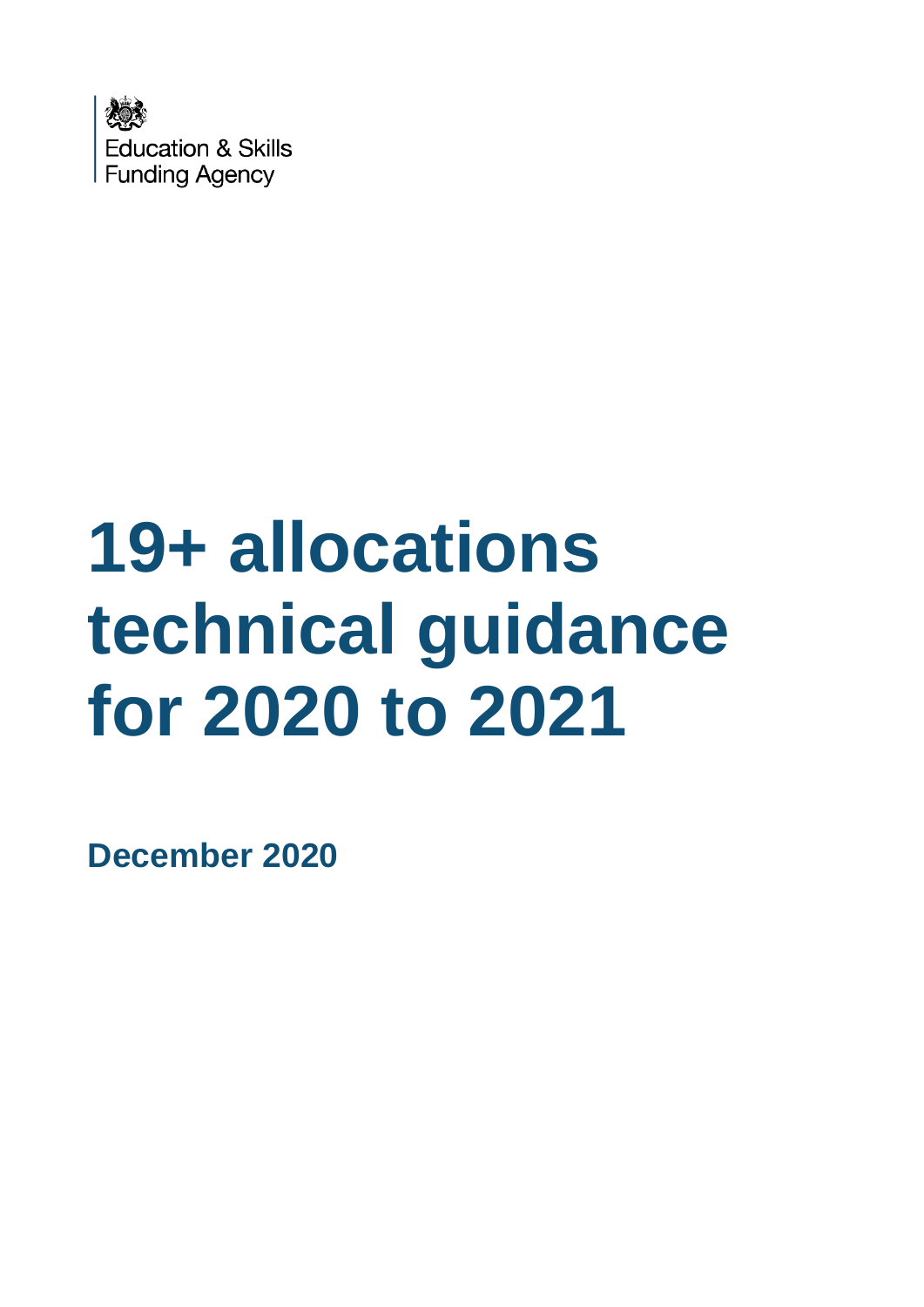Education & Skills Funding Agency

# 19+ allocations technical guidance for 2020 to 2021

**December 2020**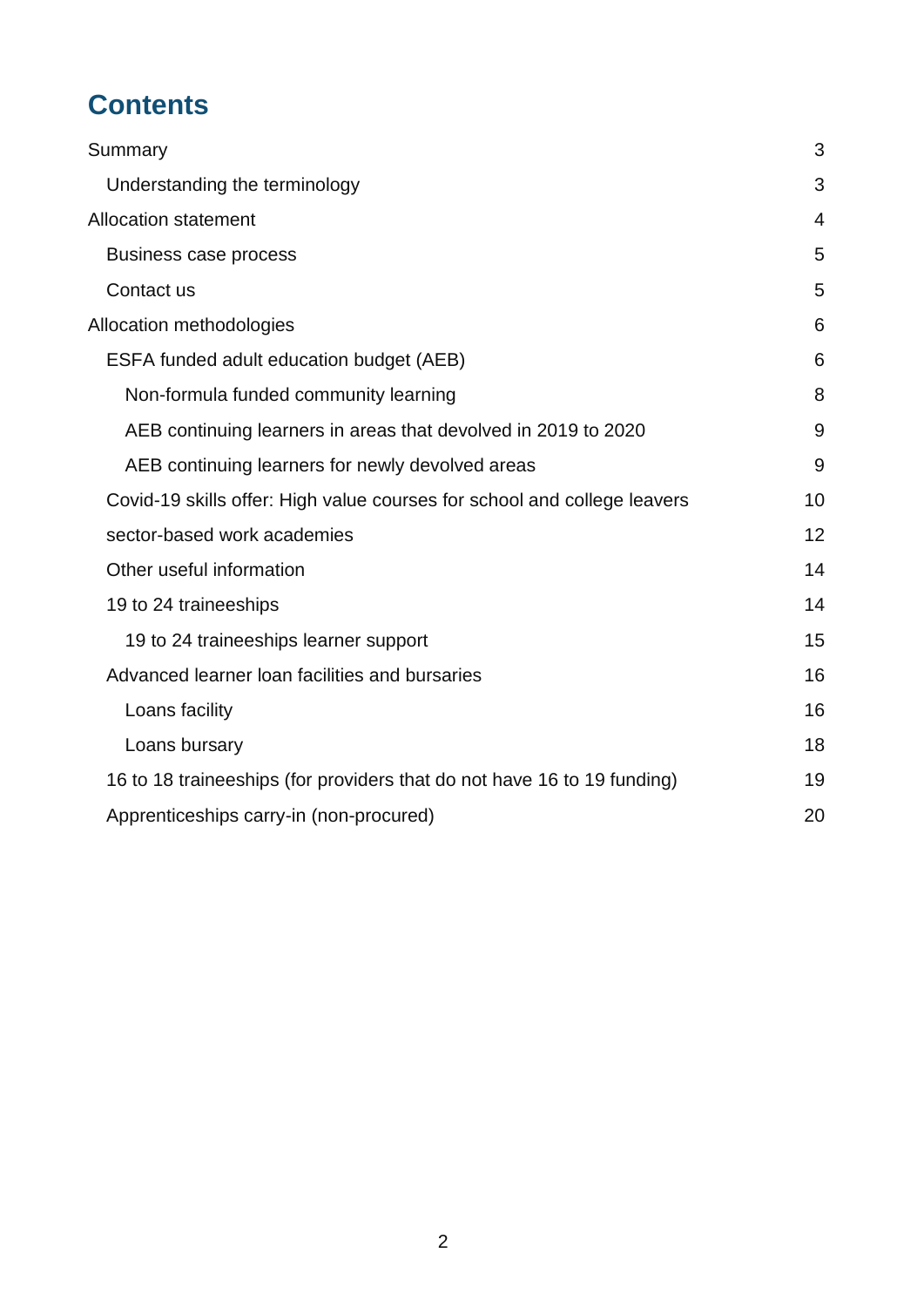## Contents

- Summary 3
  - Understanding the terminology 3
- Allocation statement 4
  - Business case process 5
  - Contact us 5
- Allocation methodologies 6
  - ESFA funded adult education budget (AEB) 6
    - Non-formula funded community learning 8
    - AEB continuing learners in areas that devolved in 2019 to 2020 9
    - AEB continuing learners for newly devolved areas 9
  - Covid-19 skills offer: High value courses for school and college leavers 10
  - sector-based work academies 12
  - Other useful information 14
  - 19 to 24 traineeships 14
    - 19 to 24 traineeships learner support 15
  - Advanced learner loan facilities and bursaries 16
    - Loans facility 16
    - Loans bursary 18
  - 16 to 18 traineeships (for providers that do not have 16 to 19 funding) 19
  - Apprenticeships carry-in (non-procured) 20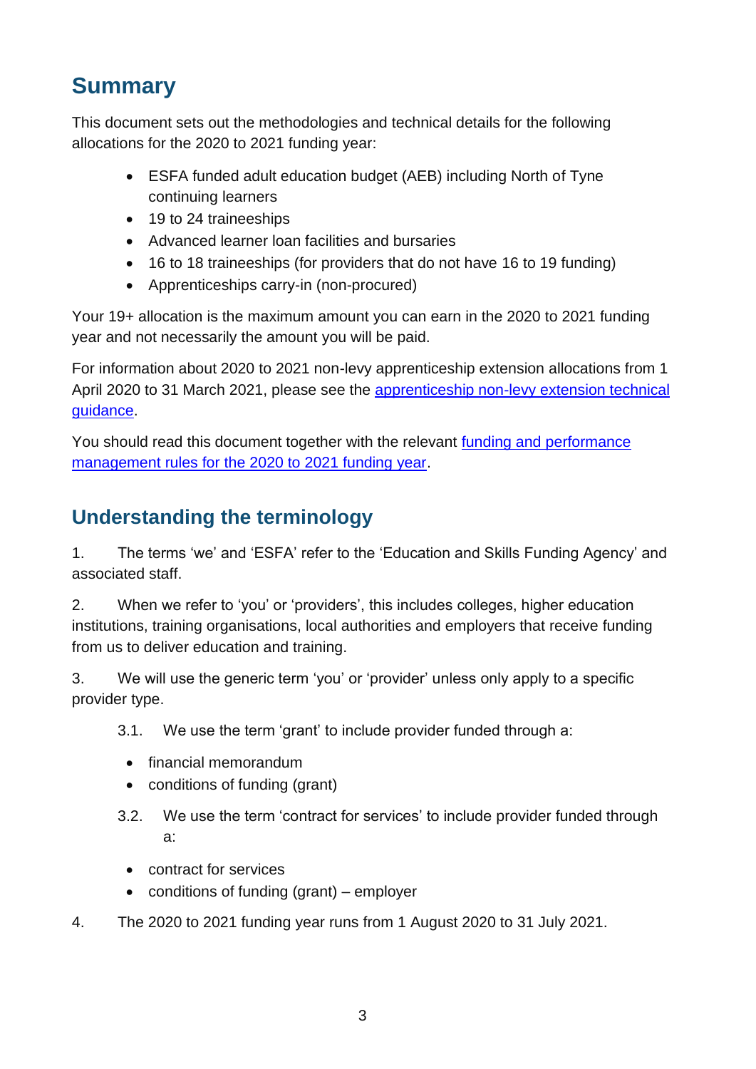## Summary

This document sets out the methodologies and technical details for the following allocations for the 2020 to 2021 funding year:

- ESFA funded adult education budget (AEB) including North of Tyne continuing learners
- 19 to 24 traineeships
- Advanced learner loan facilities and bursaries
- 16 to 18 traineeships (for providers that do not have 16 to 19 funding)
- Apprenticeships carry-in (non-procured)

Your 19+ allocation is the maximum amount you can earn in the 2020 to 2021 funding year and not necessarily the amount you will be paid.

For information about 2020 to 2021 non-levy apprenticeship extension allocations from 1 April 2020 to 31 March 2021, please see the apprenticeship non-levy extension technical guidance.

You should read this document together with the relevant funding and performance management rules for the 2020 to 2021 funding year.

## Understanding the terminology

1. The terms 'we' and 'ESFA' refer to the 'Education and Skills Funding Agency' and associated staff.

2. When we refer to 'you' or 'providers', this includes colleges, higher education institutions, training organisations, local authorities and employers that receive funding from us to deliver education and training.

3. We will use the generic term 'you' or 'provider' unless only apply to a specific provider type.

   3.1. We use the term 'grant' to include provider funded through a:

   - financial memorandum
   - conditions of funding (grant)

   3.2. We use the term 'contract for services' to include provider funded through a:

   - contract for services
   - conditions of funding (grant) – employer

4. The 2020 to 2021 funding year runs from 1 August 2020 to 31 July 2021.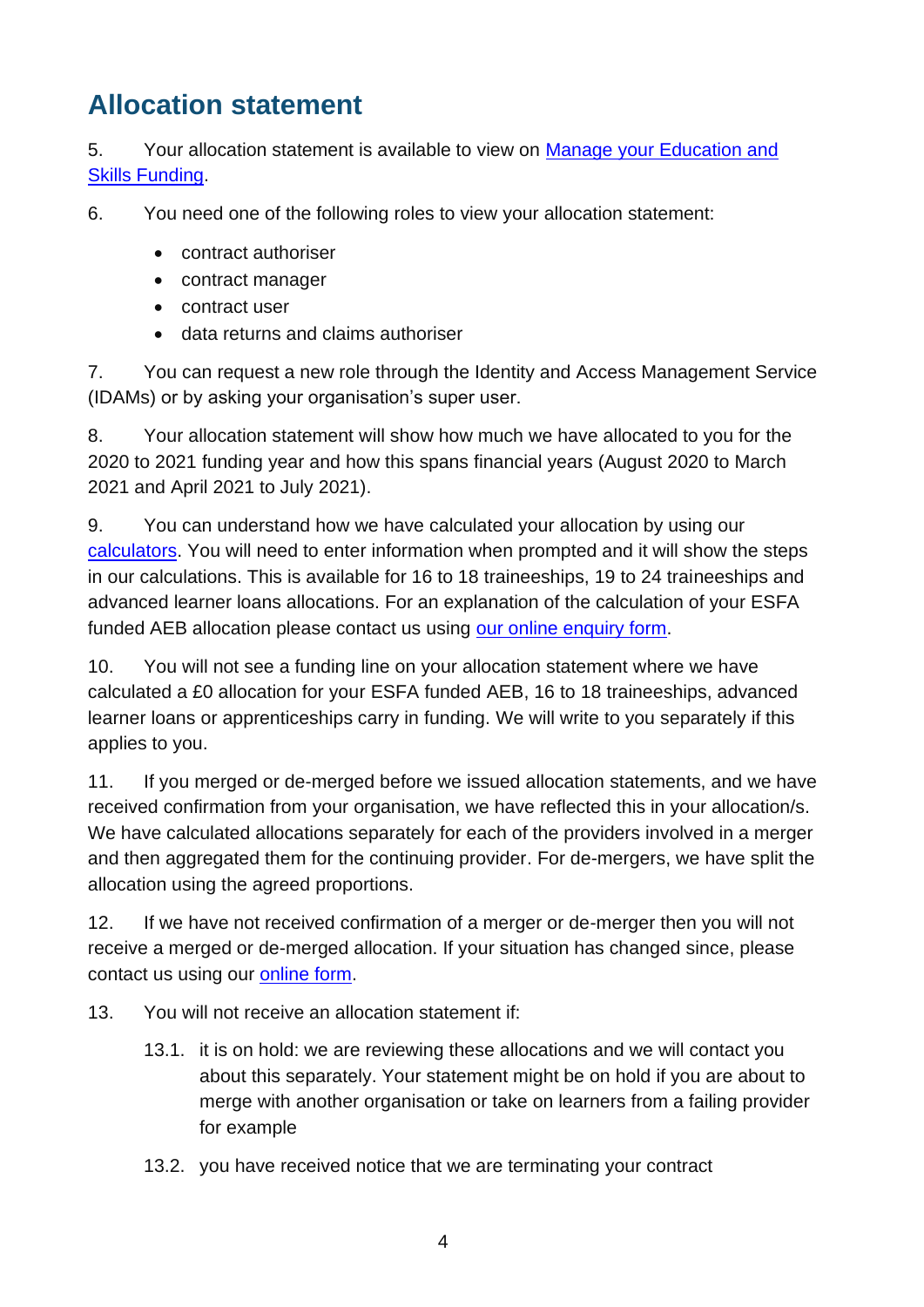## Allocation statement

5. Your allocation statement is available to view on [Manage your Education and Skills Funding](#).

6. You need one of the following roles to view your allocation statement:

- contract authoriser
- contract manager
- contract user
- data returns and claims authoriser

7. You can request a new role through the Identity and Access Management Service (IDAMs) or by asking your organisation's super user.

8. Your allocation statement will show how much we have allocated to you for the 2020 to 2021 funding year and how this spans financial years (August 2020 to March 2021 and April 2021 to July 2021).

9. You can understand how we have calculated your allocation by using our [calculators](#). You will need to enter information when prompted and it will show the steps in our calculations. This is available for 16 to 18 traineeships, 19 to 24 traineeships and advanced learner loans allocations. For an explanation of the calculation of your ESFA funded AEB allocation please contact us using [our online enquiry form](#).

10. You will not see a funding line on your allocation statement where we have calculated a £0 allocation for your ESFA funded AEB, 16 to 18 traineeships, advanced learner loans or apprenticeships carry in funding. We will write to you separately if this applies to you.

11. If you merged or de-merged before we issued allocation statements, and we have received confirmation from your organisation, we have reflected this in your allocation/s. We have calculated allocations separately for each of the providers involved in a merger and then aggregated them for the continuing provider. For de-mergers, we have split the allocation using the agreed proportions.

12. If we have not received confirmation of a merger or de-merger then you will not receive a merged or de-merged allocation. If your situation has changed since, please contact us using our [online form](#).

13. You will not receive an allocation statement if:

    13.1. it is on hold: we are reviewing these allocations and we will contact you about this separately. Your statement might be on hold if you are about to merge with another organisation or take on learners from a failing provider for example

    13.2. you have received notice that we are terminating your contract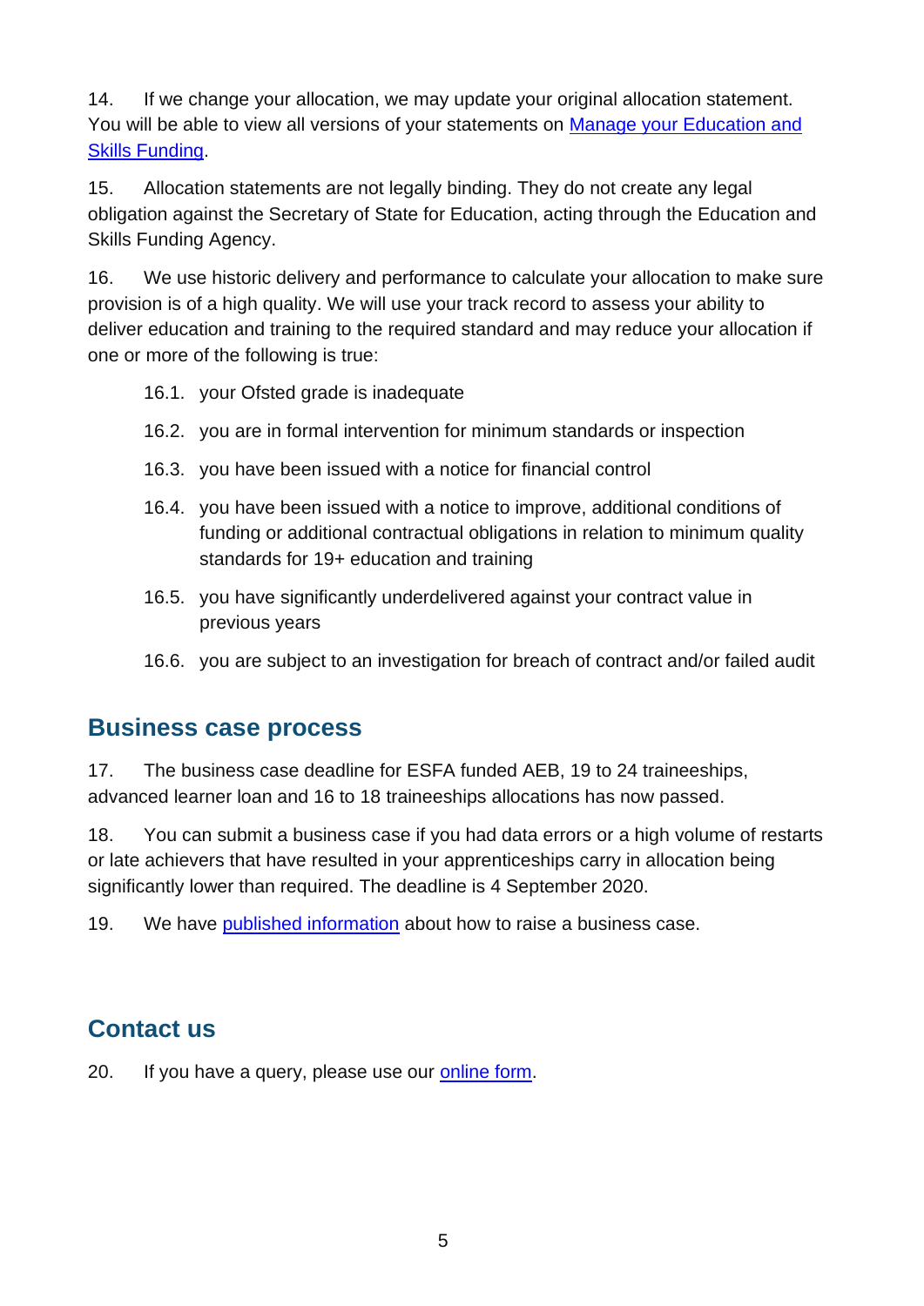14. If we change your allocation, we may update your original allocation statement. You will be able to view all versions of your statements on [Manage your Education and Skills Funding](#).

15. Allocation statements are not legally binding. They do not create any legal obligation against the Secretary of State for Education, acting through the Education and Skills Funding Agency.

16. We use historic delivery and performance to calculate your allocation to make sure provision is of a high quality. We will use your track record to assess your ability to deliver education and training to the required standard and may reduce your allocation if one or more of the following is true:

   16.1. your Ofsted grade is inadequate

   16.2. you are in formal intervention for minimum standards or inspection

   16.3. you have been issued with a notice for financial control

   16.4. you have been issued with a notice to improve, additional conditions of funding or additional contractual obligations in relation to minimum quality standards for 19+ education and training

   16.5. you have significantly underdelivered against your contract value in previous years

   16.6. you are subject to an investigation for breach of contract and/or failed audit

## Business case process

17. The business case deadline for ESFA funded AEB, 19 to 24 traineeships, advanced learner loan and 16 to 18 traineeships allocations has now passed.

18. You can submit a business case if you had data errors or a high volume of restarts or late achievers that have resulted in your apprenticeships carry in allocation being significantly lower than required. The deadline is 4 September 2020.

19. We have [published information](#) about how to raise a business case.

## Contact us

20. If you have a query, please use our [online form](#).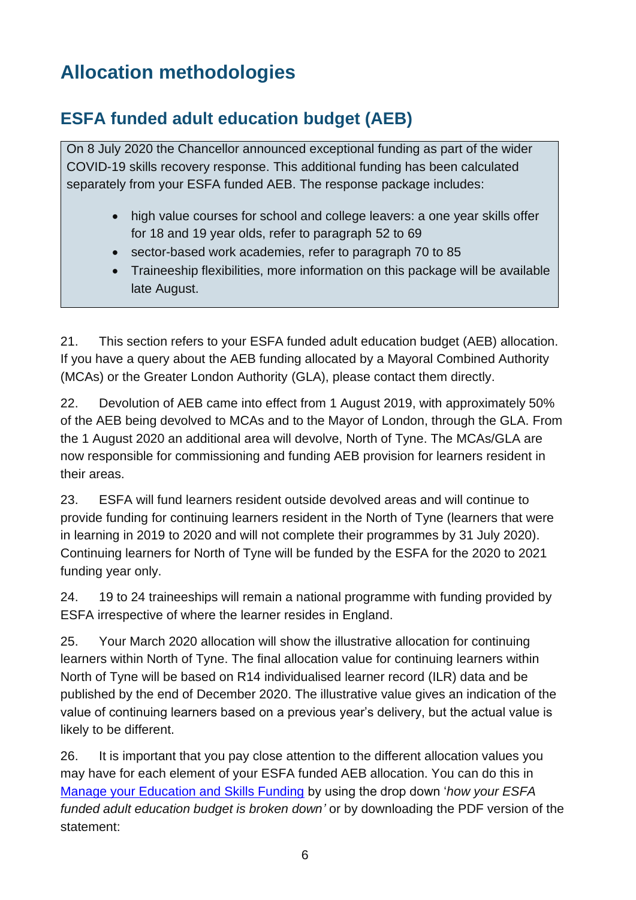# Allocation methodologies

## ESFA funded adult education budget (AEB)

On 8 July 2020 the Chancellor announced exceptional funding as part of the wider COVID-19 skills recovery response. This additional funding has been calculated separately from your ESFA funded AEB. The response package includes:

- high value courses for school and college leavers: a one year skills offer for 18 and 19 year olds, refer to paragraph 52 to 69
- sector-based work academies, refer to paragraph 70 to 85
- Traineeship flexibilities, more information on this package will be available late August.

21. This section refers to your ESFA funded adult education budget (AEB) allocation. If you have a query about the AEB funding allocated by a Mayoral Combined Authority (MCAs) or the Greater London Authority (GLA), please contact them directly.

22. Devolution of AEB came into effect from 1 August 2019, with approximately 50% of the AEB being devolved to MCAs and to the Mayor of London, through the GLA. From the 1 August 2020 an additional area will devolve, North of Tyne. The MCAs/GLA are now responsible for commissioning and funding AEB provision for learners resident in their areas.

23. ESFA will fund learners resident outside devolved areas and will continue to provide funding for continuing learners resident in the North of Tyne (learners that were in learning in 2019 to 2020 and will not complete their programmes by 31 July 2020). Continuing learners for North of Tyne will be funded by the ESFA for the 2020 to 2021 funding year only.

24. 19 to 24 traineeships will remain a national programme with funding provided by ESFA irrespective of where the learner resides in England.

25. Your March 2020 allocation will show the illustrative allocation for continuing learners within North of Tyne. The final allocation value for continuing learners within North of Tyne will be based on R14 individualised learner record (ILR) data and be published by the end of December 2020. The illustrative value gives an indication of the value of continuing learners based on a previous year's delivery, but the actual value is likely to be different.

26. It is important that you pay close attention to the different allocation values you may have for each element of your ESFA funded AEB allocation. You can do this in Manage your Education and Skills Funding by using the drop down '*how your ESFA funded adult education budget is broken down'* or by downloading the PDF version of the statement: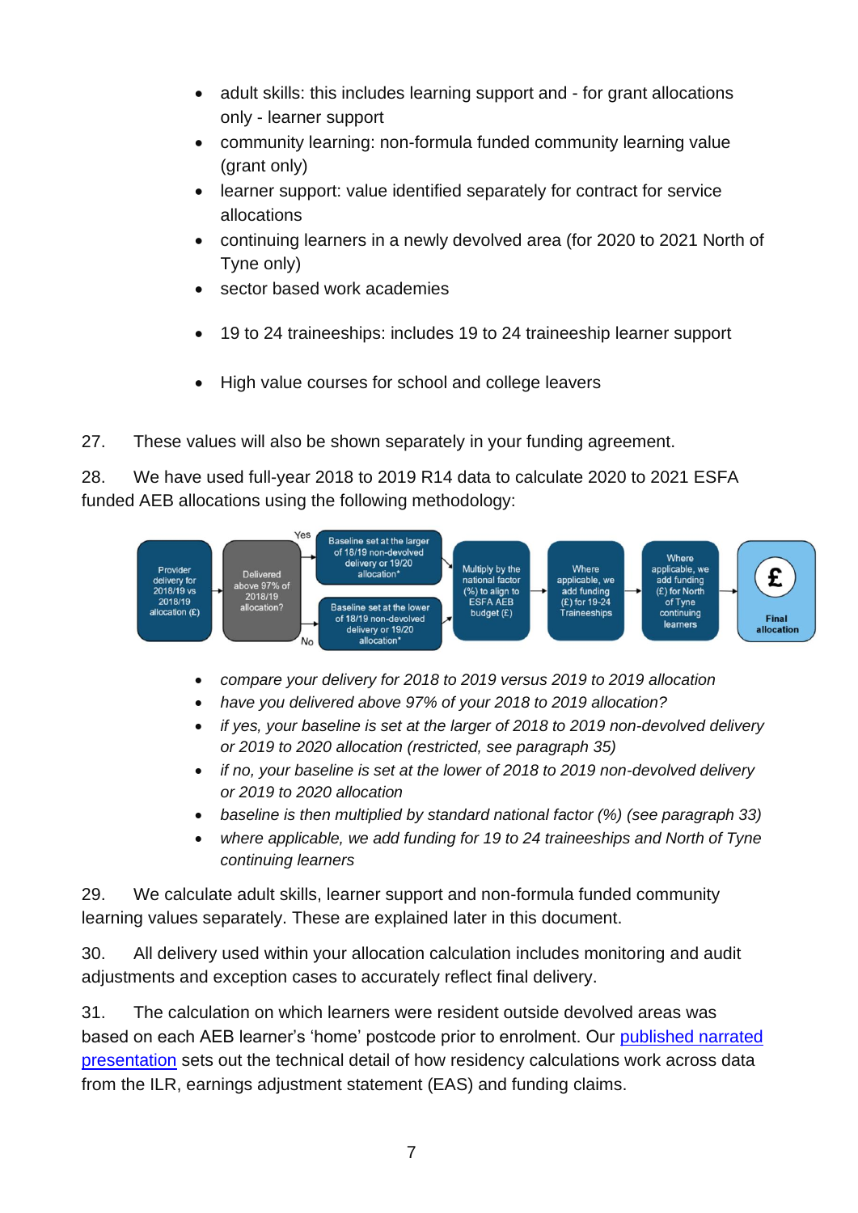- adult skills: this includes learning support and - for grant allocations only - learner support
- community learning: non-formula funded community learning value (grant only)
- learner support: value identified separately for contract for service allocations
- continuing learners in a newly devolved area (for 2020 to 2021 North of Tyne only)
- sector based work academies
- 19 to 24 traineeships: includes 19 to 24 traineeship learner support
- High value courses for school and college leavers

27. These values will also be shown separately in your funding agreement.

28. We have used full-year 2018 to 2019 R14 data to calculate 2020 to 2021 ESFA funded AEB allocations using the following methodology:

Provider delivery for 2018/19 vs 2018/19 allocation (£) → Delivered above 97% of 2018/19 allocation? → Yes: Baseline set at the larger of 18/19 non-devolved delivery or 19/20 allocation* / No: Baseline set at the lower of 18/19 non-devolved delivery or 19/20 allocation* → Multiply by the national factor (%) to align to ESFA AEB budget (£) → Where applicable, we add funding (£) for 19-24 Traineeships → Where applicable, we add funding (£) for North of Tyne continuing learners → £ Final allocation

- *compare your delivery for 2018 to 2019 versus 2019 to 2019 allocation*
- *have you delivered above 97% of your 2018 to 2019 allocation?*
- *if yes, your baseline is set at the larger of 2018 to 2019 non-devolved delivery or 2019 to 2020 allocation (restricted, see paragraph 35)*
- *if no, your baseline is set at the lower of 2018 to 2019 non-devolved delivery or 2019 to 2020 allocation*
- *baseline is then multiplied by standard national factor (%) (see paragraph 33)*
- *where applicable, we add funding for 19 to 24 traineeships and North of Tyne continuing learners*

29. We calculate adult skills, learner support and non-formula funded community learning values separately. These are explained later in this document.

30. All delivery used within your allocation calculation includes monitoring and audit adjustments and exception cases to accurately reflect final delivery.

31. The calculation on which learners were resident outside devolved areas was based on each AEB learner's 'home' postcode prior to enrolment. Our published narrated presentation sets out the technical detail of how residency calculations work across data from the ILR, earnings adjustment statement (EAS) and funding claims.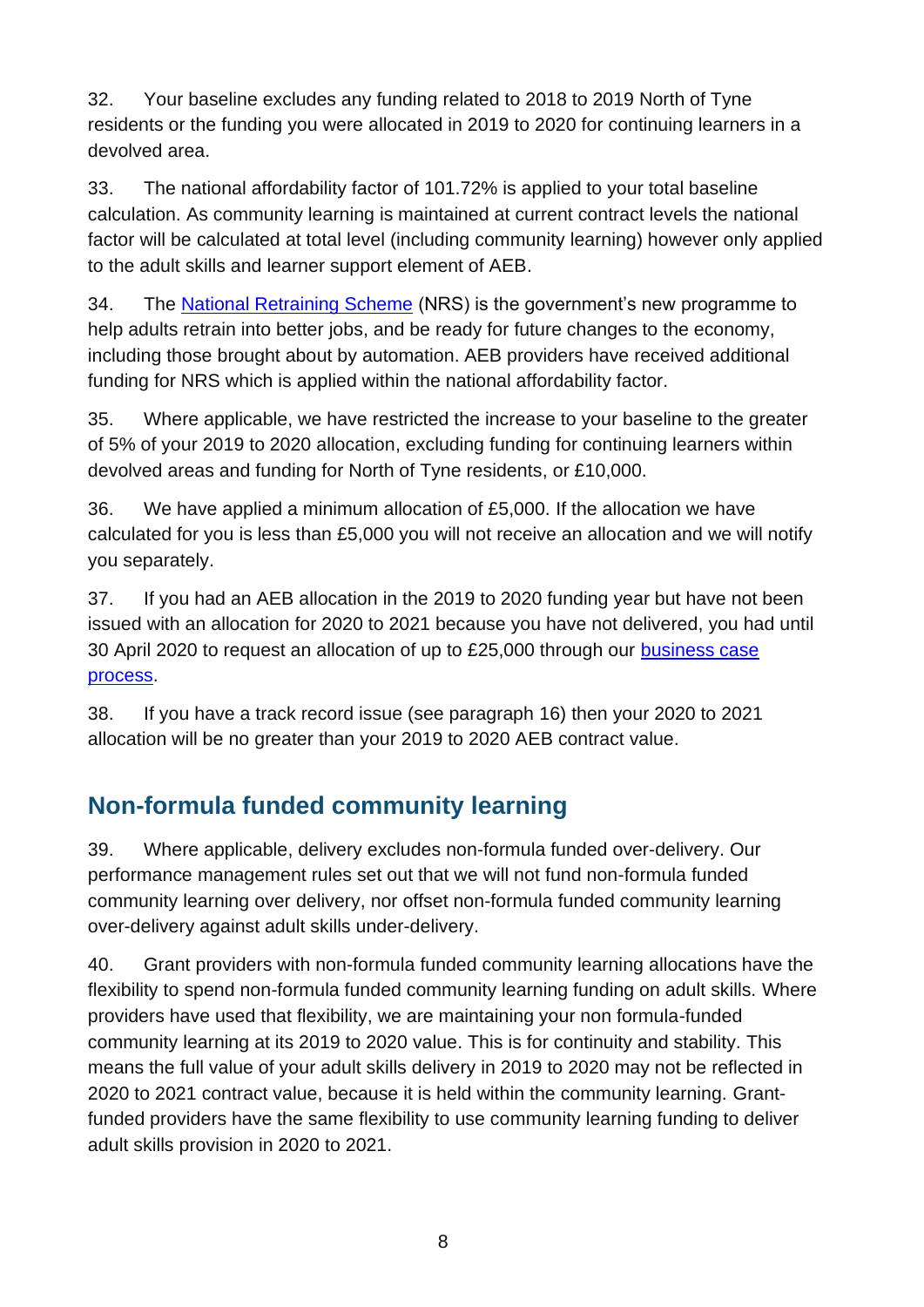32. Your baseline excludes any funding related to 2018 to 2019 North of Tyne residents or the funding you were allocated in 2019 to 2020 for continuing learners in a devolved area.

33. The national affordability factor of 101.72% is applied to your total baseline calculation. As community learning is maintained at current contract levels the national factor will be calculated at total level (including community learning) however only applied to the adult skills and learner support element of AEB.

34. The [National Retraining Scheme](#) (NRS) is the government's new programme to help adults retrain into better jobs, and be ready for future changes to the economy, including those brought about by automation. AEB providers have received additional funding for NRS which is applied within the national affordability factor.

35. Where applicable, we have restricted the increase to your baseline to the greater of 5% of your 2019 to 2020 allocation, excluding funding for continuing learners within devolved areas and funding for North of Tyne residents, or £10,000.

36. We have applied a minimum allocation of £5,000. If the allocation we have calculated for you is less than £5,000 you will not receive an allocation and we will notify you separately.

37. If you had an AEB allocation in the 2019 to 2020 funding year but have not been issued with an allocation for 2020 to 2021 because you have not delivered, you had until 30 April 2020 to request an allocation of up to £25,000 through our [business case process](#).

38. If you have a track record issue (see paragraph 16) then your 2020 to 2021 allocation will be no greater than your 2019 to 2020 AEB contract value.

## Non-formula funded community learning

39. Where applicable, delivery excludes non-formula funded over-delivery. Our performance management rules set out that we will not fund non-formula funded community learning over delivery, nor offset non-formula funded community learning over-delivery against adult skills under-delivery.

40. Grant providers with non-formula funded community learning allocations have the flexibility to spend non-formula funded community learning funding on adult skills. Where providers have used that flexibility, we are maintaining your non formula-funded community learning at its 2019 to 2020 value. This is for continuity and stability. This means the full value of your adult skills delivery in 2019 to 2020 may not be reflected in 2020 to 2021 contract value, because it is held within the community learning. Grant-funded providers have the same flexibility to use community learning funding to deliver adult skills provision in 2020 to 2021.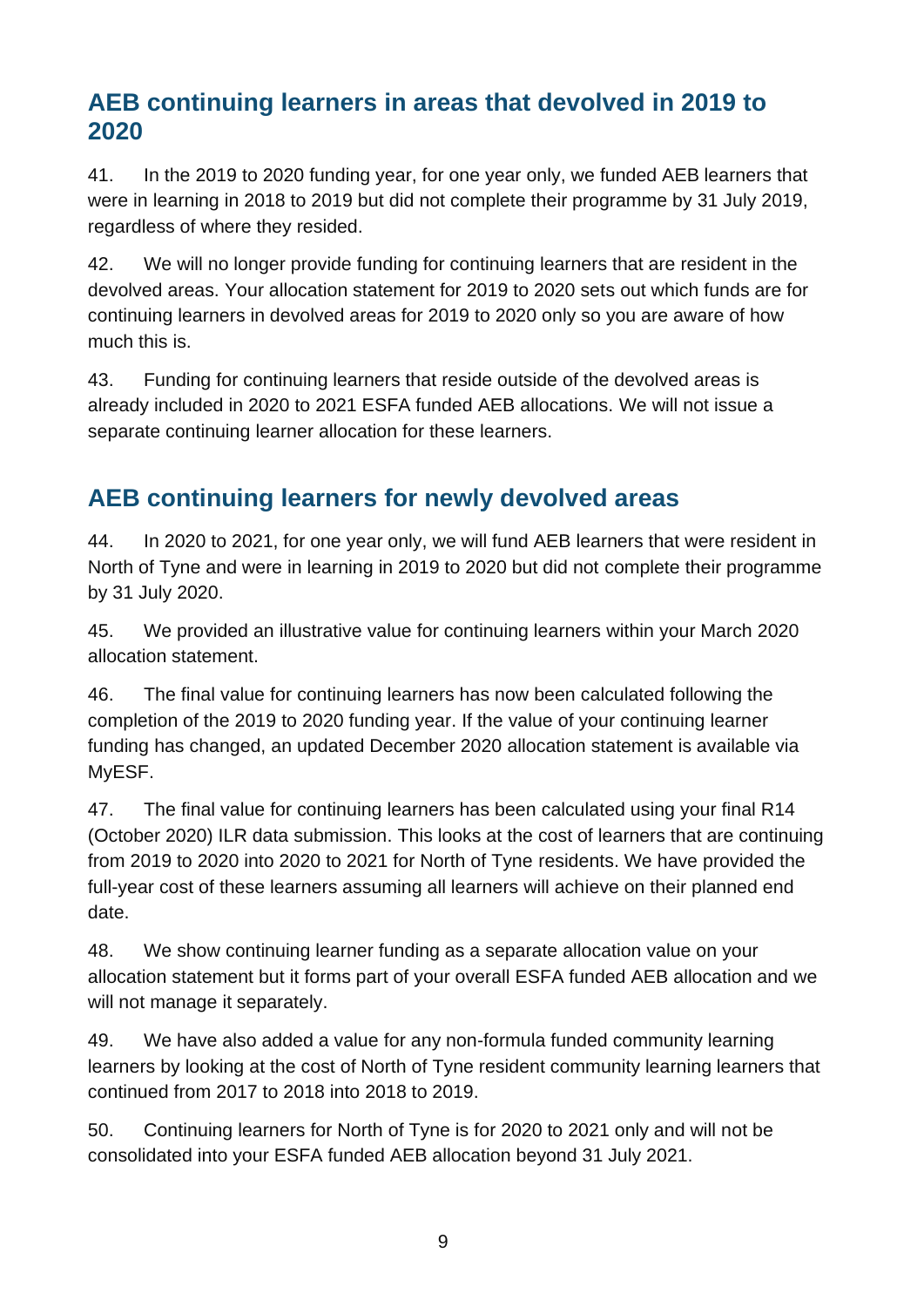## AEB continuing learners in areas that devolved in 2019 to 2020

41. In the 2019 to 2020 funding year, for one year only, we funded AEB learners that were in learning in 2018 to 2019 but did not complete their programme by 31 July 2019, regardless of where they resided.

42. We will no longer provide funding for continuing learners that are resident in the devolved areas. Your allocation statement for 2019 to 2020 sets out which funds are for continuing learners in devolved areas for 2019 to 2020 only so you are aware of how much this is.

43. Funding for continuing learners that reside outside of the devolved areas is already included in 2020 to 2021 ESFA funded AEB allocations. We will not issue a separate continuing learner allocation for these learners.

## AEB continuing learners for newly devolved areas

44. In 2020 to 2021, for one year only, we will fund AEB learners that were resident in North of Tyne and were in learning in 2019 to 2020 but did not complete their programme by 31 July 2020.

45. We provided an illustrative value for continuing learners within your March 2020 allocation statement.

46. The final value for continuing learners has now been calculated following the completion of the 2019 to 2020 funding year. If the value of your continuing learner funding has changed, an updated December 2020 allocation statement is available via MyESF.

47. The final value for continuing learners has been calculated using your final R14 (October 2020) ILR data submission. This looks at the cost of learners that are continuing from 2019 to 2020 into 2020 to 2021 for North of Tyne residents. We have provided the full-year cost of these learners assuming all learners will achieve on their planned end date.

48. We show continuing learner funding as a separate allocation value on your allocation statement but it forms part of your overall ESFA funded AEB allocation and we will not manage it separately.

49. We have also added a value for any non-formula funded community learning learners by looking at the cost of North of Tyne resident community learning learners that continued from 2017 to 2018 into 2018 to 2019.

50. Continuing learners for North of Tyne is for 2020 to 2021 only and will not be consolidated into your ESFA funded AEB allocation beyond 31 July 2021.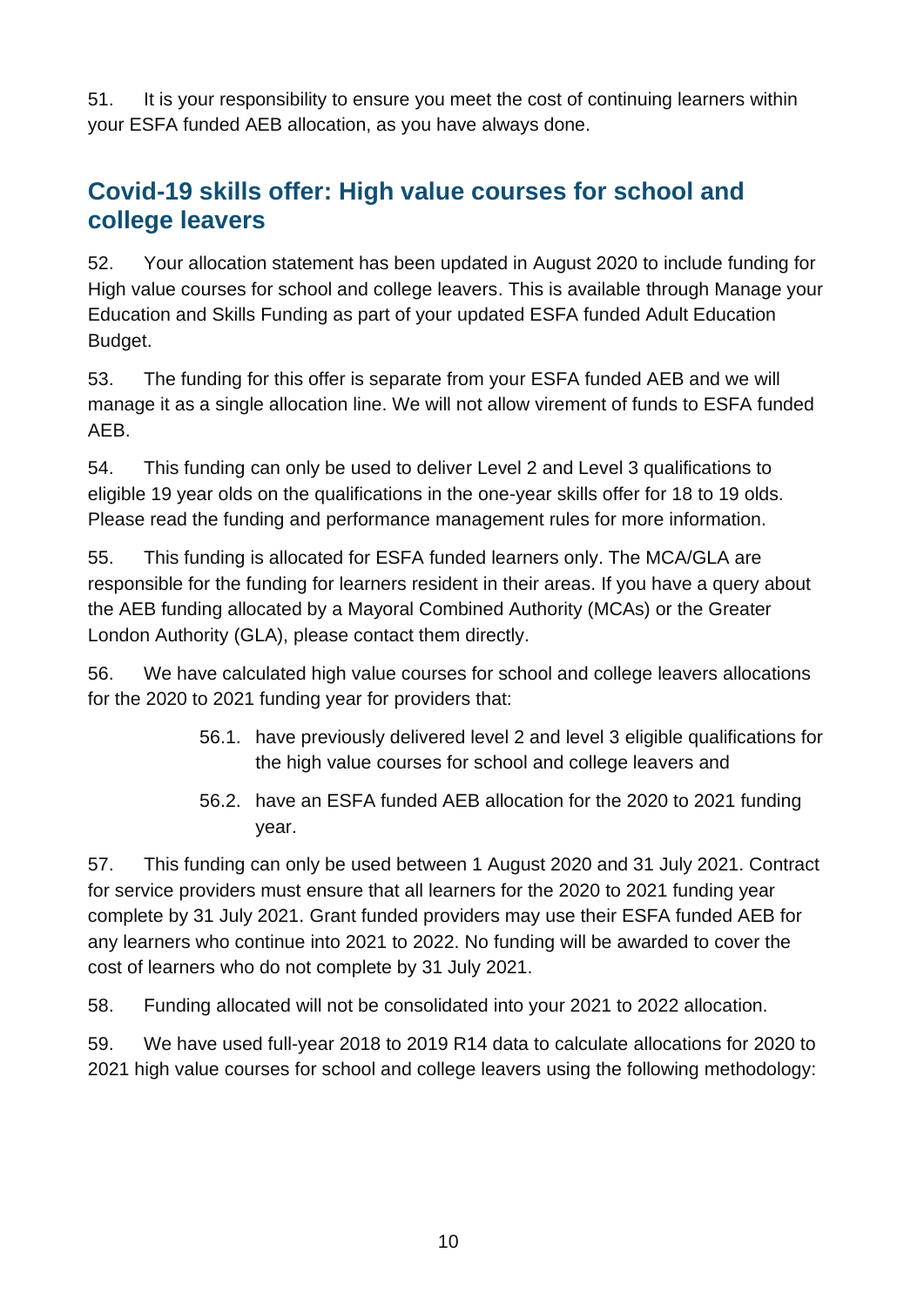51. It is your responsibility to ensure you meet the cost of continuing learners within your ESFA funded AEB allocation, as you have always done.

## Covid-19 skills offer: High value courses for school and college leavers

52. Your allocation statement has been updated in August 2020 to include funding for High value courses for school and college leavers. This is available through Manage your Education and Skills Funding as part of your updated ESFA funded Adult Education Budget.

53. The funding for this offer is separate from your ESFA funded AEB and we will manage it as a single allocation line. We will not allow virement of funds to ESFA funded AEB.

54. This funding can only be used to deliver Level 2 and Level 3 qualifications to eligible 19 year olds on the qualifications in the one-year skills offer for 18 to 19 olds. Please read the funding and performance management rules for more information.

55. This funding is allocated for ESFA funded learners only. The MCA/GLA are responsible for the funding for learners resident in their areas. If you have a query about the AEB funding allocated by a Mayoral Combined Authority (MCAs) or the Greater London Authority (GLA), please contact them directly.

56. We have calculated high value courses for school and college leavers allocations for the 2020 to 2021 funding year for providers that:

  56.1. have previously delivered level 2 and level 3 eligible qualifications for the high value courses for school and college leavers and

  56.2. have an ESFA funded AEB allocation for the 2020 to 2021 funding year.

57. This funding can only be used between 1 August 2020 and 31 July 2021. Contract for service providers must ensure that all learners for the 2020 to 2021 funding year complete by 31 July 2021. Grant funded providers may use their ESFA funded AEB for any learners who continue into 2021 to 2022. No funding will be awarded to cover the cost of learners who do not complete by 31 July 2021.

58. Funding allocated will not be consolidated into your 2021 to 2022 allocation.

59. We have used full-year 2018 to 2019 R14 data to calculate allocations for 2020 to 2021 high value courses for school and college leavers using the following methodology: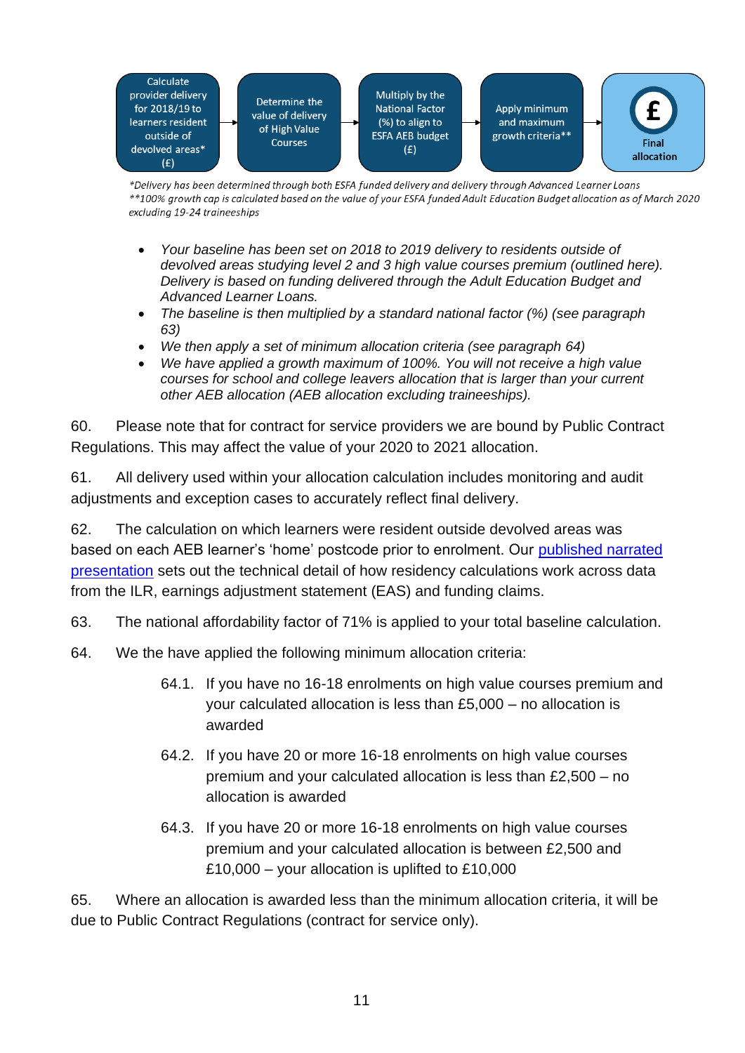Calculate provider delivery for 2018/19 to learners resident outside of devolved areas* (£) → Determine the value of delivery of High Value Courses → Multiply by the National Factor (%) to align to ESFA AEB budget (£) → Apply minimum and maximum growth criteria** → Final allocation

*Delivery has been determined through both ESFA funded delivery and delivery through Advanced Learner Loans*
*\*\*100% growth cap is calculated based on the value of your ESFA funded Adult Education Budget allocation as of March 2020 excluding 19-24 traineeships*

- *Your baseline has been set on 2018 to 2019 delivery to residents outside of devolved areas studying level 2 and 3 high value courses premium (outlined here). Delivery is based on funding delivered through the Adult Education Budget and Advanced Learner Loans.*
- *The baseline is then multiplied by a standard national factor (%) (see paragraph 63)*
- *We then apply a set of minimum allocation criteria (see paragraph 64)*
- *We have applied a growth maximum of 100%. You will not receive a high value courses for school and college leavers allocation that is larger than your current other AEB allocation (AEB allocation excluding traineeships).*

60. Please note that for contract for service providers we are bound by Public Contract Regulations. This may affect the value of your 2020 to 2021 allocation.

61. All delivery used within your allocation calculation includes monitoring and audit adjustments and exception cases to accurately reflect final delivery.

62. The calculation on which learners were resident outside devolved areas was based on each AEB learner's 'home' postcode prior to enrolment. Our published narrated presentation sets out the technical detail of how residency calculations work across data from the ILR, earnings adjustment statement (EAS) and funding claims.

63. The national affordability factor of 71% is applied to your total baseline calculation.

64. We the have applied the following minimum allocation criteria:

64.1. If you have no 16-18 enrolments on high value courses premium and your calculated allocation is less than £5,000 – no allocation is awarded

64.2. If you have 20 or more 16-18 enrolments on high value courses premium and your calculated allocation is less than £2,500 – no allocation is awarded

64.3. If you have 20 or more 16-18 enrolments on high value courses premium and your calculated allocation is between £2,500 and £10,000 – your allocation is uplifted to £10,000

65. Where an allocation is awarded less than the minimum allocation criteria, it will be due to Public Contract Regulations (contract for service only).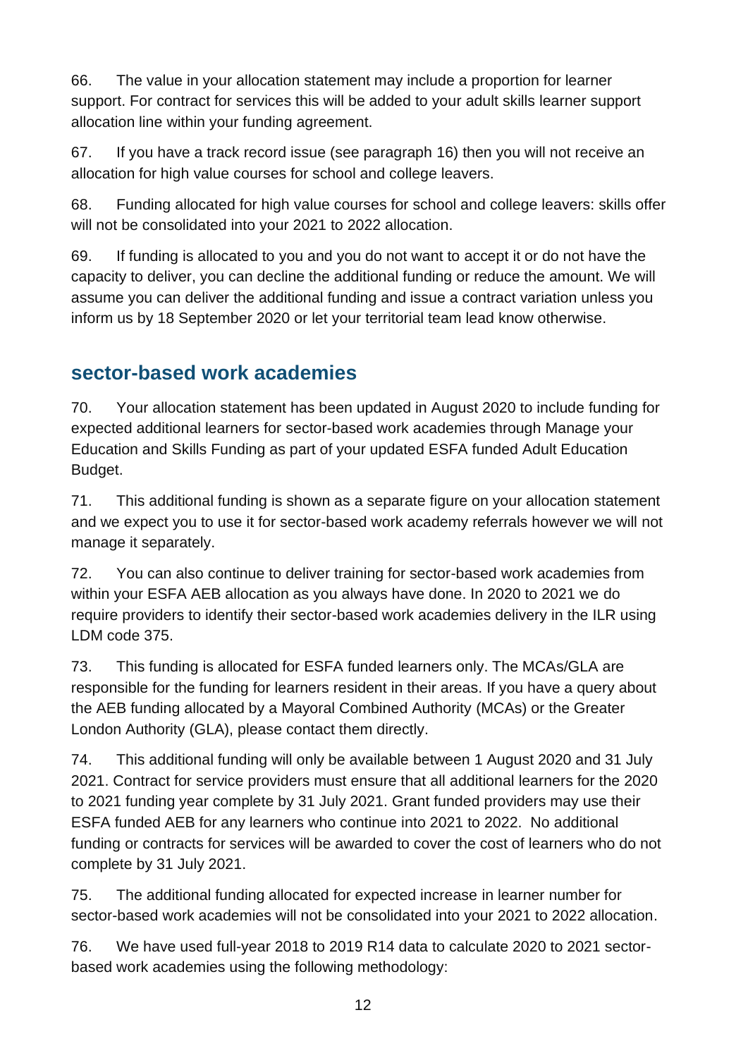66. The value in your allocation statement may include a proportion for learner support. For contract for services this will be added to your adult skills learner support allocation line within your funding agreement.

67. If you have a track record issue (see paragraph 16) then you will not receive an allocation for high value courses for school and college leavers.

68. Funding allocated for high value courses for school and college leavers: skills offer will not be consolidated into your 2021 to 2022 allocation.

69. If funding is allocated to you and you do not want to accept it or do not have the capacity to deliver, you can decline the additional funding or reduce the amount. We will assume you can deliver the additional funding and issue a contract variation unless you inform us by 18 September 2020 or let your territorial team lead know otherwise.

## sector-based work academies

70. Your allocation statement has been updated in August 2020 to include funding for expected additional learners for sector-based work academies through Manage your Education and Skills Funding as part of your updated ESFA funded Adult Education Budget.

71. This additional funding is shown as a separate figure on your allocation statement and we expect you to use it for sector-based work academy referrals however we will not manage it separately.

72. You can also continue to deliver training for sector-based work academies from within your ESFA AEB allocation as you always have done. In 2020 to 2021 we do require providers to identify their sector-based work academies delivery in the ILR using LDM code 375.

73. This funding is allocated for ESFA funded learners only. The MCAs/GLA are responsible for the funding for learners resident in their areas. If you have a query about the AEB funding allocated by a Mayoral Combined Authority (MCAs) or the Greater London Authority (GLA), please contact them directly.

74. This additional funding will only be available between 1 August 2020 and 31 July 2021. Contract for service providers must ensure that all additional learners for the 2020 to 2021 funding year complete by 31 July 2021. Grant funded providers may use their ESFA funded AEB for any learners who continue into 2021 to 2022. No additional funding or contracts for services will be awarded to cover the cost of learners who do not complete by 31 July 2021.

75. The additional funding allocated for expected increase in learner number for sector-based work academies will not be consolidated into your 2021 to 2022 allocation.

76. We have used full-year 2018 to 2019 R14 data to calculate 2020 to 2021 sector-based work academies using the following methodology: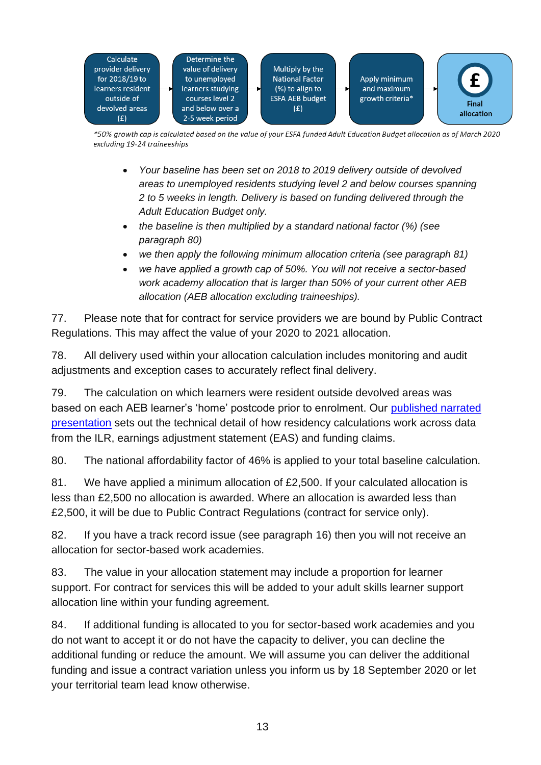Calculate provider delivery for 2018/19 to learners resident outside of devolved areas (£) → Determine the value of delivery to unemployed learners studying courses level 2 and below over a 2-5 week period → Multiply by the National Factor (%) to align to ESFA AEB budget (£) → Apply minimum and maximum growth criteria* → Final allocation

*\*50% growth cap is calculated based on the value of your ESFA funded Adult Education Budget allocation as of March 2020 excluding 19-24 traineeships*

- *Your baseline has been set on 2018 to 2019 delivery outside of devolved areas to unemployed residents studying level 2 and below courses spanning 2 to 5 weeks in length. Delivery is based on funding delivered through the Adult Education Budget only.*
- *the baseline is then multiplied by a standard national factor (%) (see paragraph 80)*
- *we then apply the following minimum allocation criteria (see paragraph 81)*
- *we have applied a growth cap of 50%. You will not receive a sector-based work academy allocation that is larger than 50% of your current other AEB allocation (AEB allocation excluding traineeships).*

77. Please note that for contract for service providers we are bound by Public Contract Regulations. This may affect the value of your 2020 to 2021 allocation.

78. All delivery used within your allocation calculation includes monitoring and audit adjustments and exception cases to accurately reflect final delivery.

79. The calculation on which learners were resident outside devolved areas was based on each AEB learner's 'home' postcode prior to enrolment. Our published narrated presentation sets out the technical detail of how residency calculations work across data from the ILR, earnings adjustment statement (EAS) and funding claims.

80. The national affordability factor of 46% is applied to your total baseline calculation.

81. We have applied a minimum allocation of £2,500. If your calculated allocation is less than £2,500 no allocation is awarded. Where an allocation is awarded less than £2,500, it will be due to Public Contract Regulations (contract for service only).

82. If you have a track record issue (see paragraph 16) then you will not receive an allocation for sector-based work academies.

83. The value in your allocation statement may include a proportion for learner support. For contract for services this will be added to your adult skills learner support allocation line within your funding agreement.

84. If additional funding is allocated to you for sector-based work academies and you do not want to accept it or do not have the capacity to deliver, you can decline the additional funding or reduce the amount. We will assume you can deliver the additional funding and issue a contract variation unless you inform us by 18 September 2020 or let your territorial team lead know otherwise.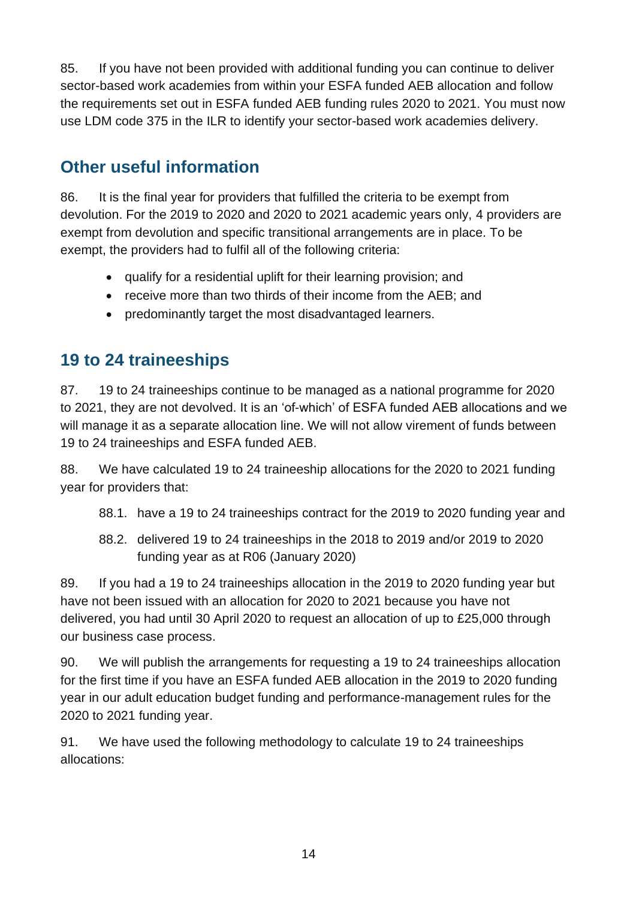85. If you have not been provided with additional funding you can continue to deliver sector-based work academies from within your ESFA funded AEB allocation and follow the requirements set out in ESFA funded AEB funding rules 2020 to 2021. You must now use LDM code 375 in the ILR to identify your sector-based work academies delivery.

## Other useful information

86. It is the final year for providers that fulfilled the criteria to be exempt from devolution. For the 2019 to 2020 and 2020 to 2021 academic years only, 4 providers are exempt from devolution and specific transitional arrangements are in place. To be exempt, the providers had to fulfil all of the following criteria:

- qualify for a residential uplift for their learning provision; and
- receive more than two thirds of their income from the AEB; and
- predominantly target the most disadvantaged learners.

## 19 to 24 traineeships

87. 19 to 24 traineeships continue to be managed as a national programme for 2020 to 2021, they are not devolved. It is an 'of-which' of ESFA funded AEB allocations and we will manage it as a separate allocation line. We will not allow virement of funds between 19 to 24 traineeships and ESFA funded AEB.

88. We have calculated 19 to 24 traineeship allocations for the 2020 to 2021 funding year for providers that:

88.1. have a 19 to 24 traineeships contract for the 2019 to 2020 funding year and

88.2. delivered 19 to 24 traineeships in the 2018 to 2019 and/or 2019 to 2020 funding year as at R06 (January 2020)

89. If you had a 19 to 24 traineeships allocation in the 2019 to 2020 funding year but have not been issued with an allocation for 2020 to 2021 because you have not delivered, you had until 30 April 2020 to request an allocation of up to £25,000 through our business case process.

90. We will publish the arrangements for requesting a 19 to 24 traineeships allocation for the first time if you have an ESFA funded AEB allocation in the 2019 to 2020 funding year in our adult education budget funding and performance-management rules for the 2020 to 2021 funding year.

91. We have used the following methodology to calculate 19 to 24 traineeships allocations: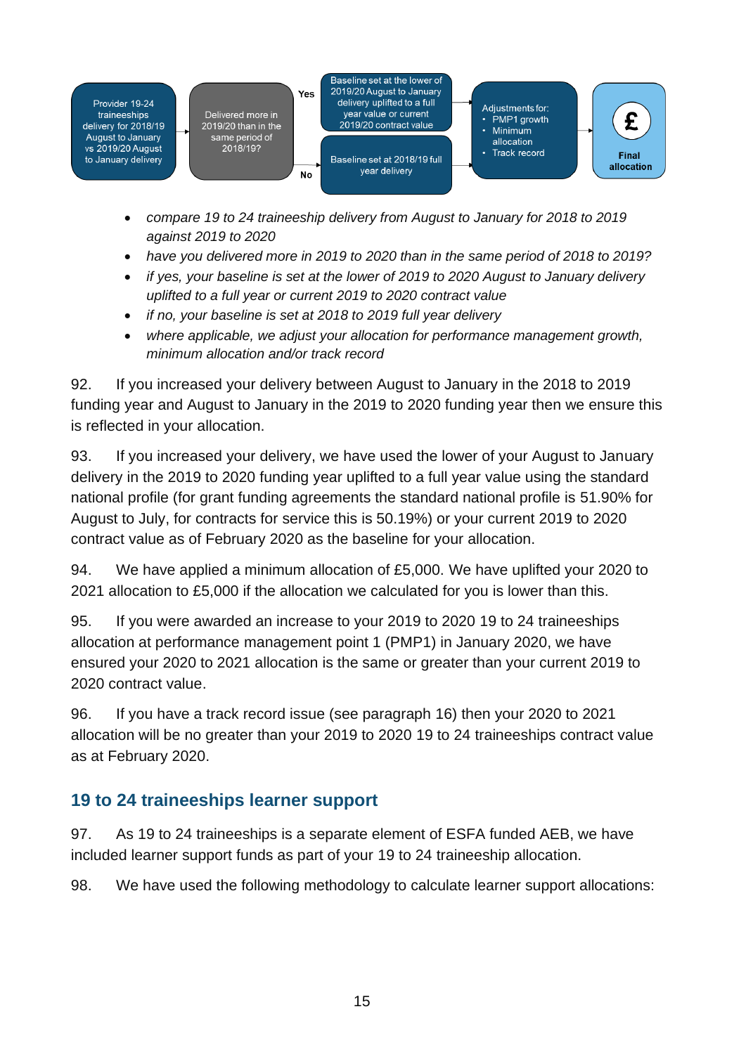Provider 19-24 traineeships delivery for 2018/19 August to January vs 2019/20 August to January delivery → Delivered more in 2019/20 than in the same period of 2018/19?

- Yes → Baseline set at the lower of 2019/20 August to January delivery uplifted to a full year value or current 2019/20 contract value
- No → Baseline set at 2018/19 full year delivery

→ Adjustments for:
- PMP1 growth
- Minimum allocation
- Track record

→ £ Final allocation

- *compare 19 to 24 traineeship delivery from August to January for 2018 to 2019 against 2019 to 2020*
- *have you delivered more in 2019 to 2020 than in the same period of 2018 to 2019?*
- *if yes, your baseline is set at the lower of 2019 to 2020 August to January delivery uplifted to a full year or current 2019 to 2020 contract value*
- *if no, your baseline is set at 2018 to 2019 full year delivery*
- *where applicable, we adjust your allocation for performance management growth, minimum allocation and/or track record*

92. If you increased your delivery between August to January in the 2018 to 2019 funding year and August to January in the 2019 to 2020 funding year then we ensure this is reflected in your allocation.

93. If you increased your delivery, we have used the lower of your August to January delivery in the 2019 to 2020 funding year uplifted to a full year value using the standard national profile (for grant funding agreements the standard national profile is 51.90% for August to July, for contracts for service this is 50.19%) or your current 2019 to 2020 contract value as of February 2020 as the baseline for your allocation.

94. We have applied a minimum allocation of £5,000. We have uplifted your 2020 to 2021 allocation to £5,000 if the allocation we calculated for you is lower than this.

95. If you were awarded an increase to your 2019 to 2020 19 to 24 traineeships allocation at performance management point 1 (PMP1) in January 2020, we have ensured your 2020 to 2021 allocation is the same or greater than your current 2019 to 2020 contract value.

96. If you have a track record issue (see paragraph 16) then your 2020 to 2021 allocation will be no greater than your 2019 to 2020 19 to 24 traineeships contract value as at February 2020.

## 19 to 24 traineeships learner support

97. As 19 to 24 traineeships is a separate element of ESFA funded AEB, we have included learner support funds as part of your 19 to 24 traineeship allocation.

98. We have used the following methodology to calculate learner support allocations: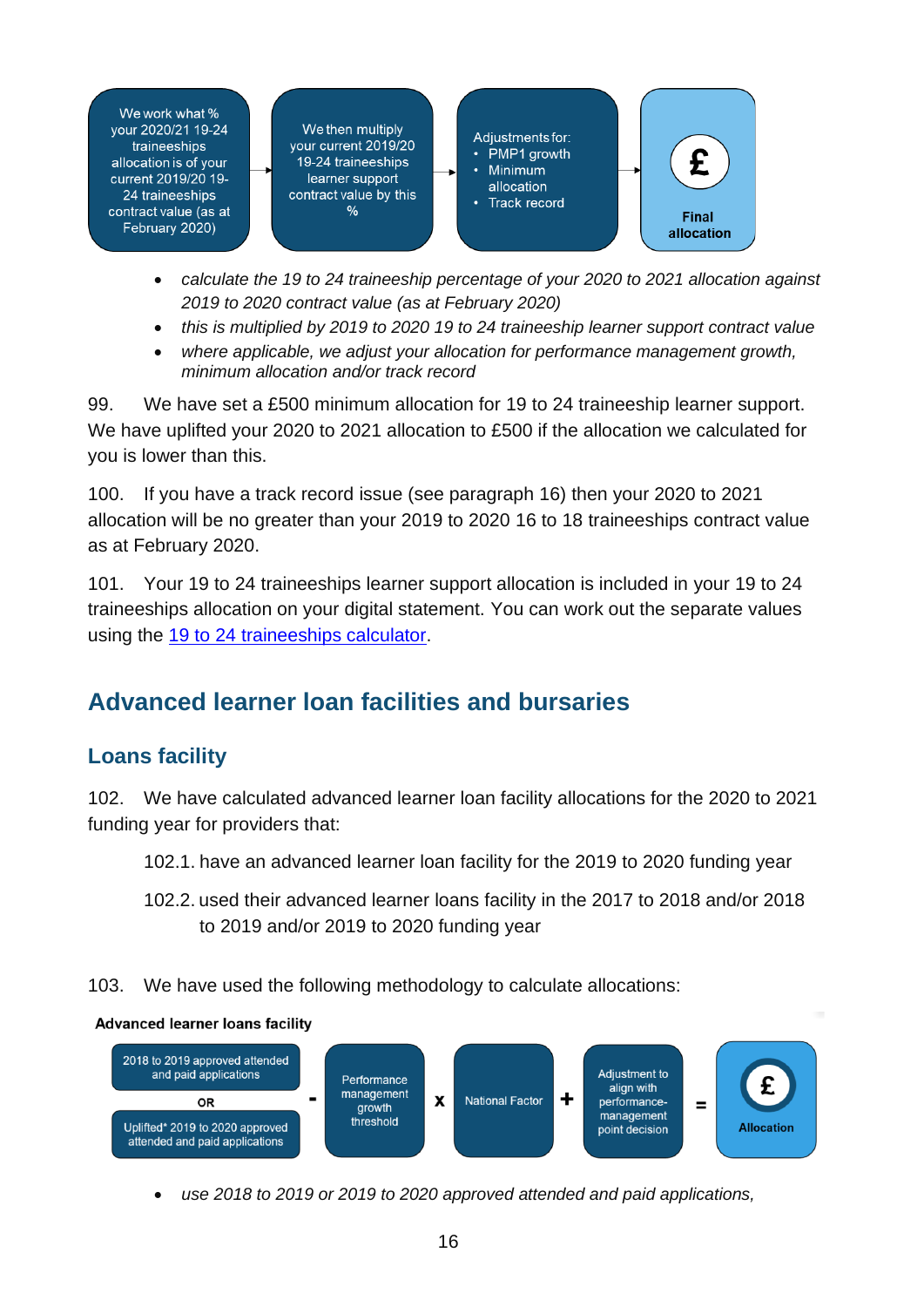We work what % your 2020/21 19-24 traineeships allocation is of your current 2019/20 19-24 traineeships contract value (as at February 2020) → We then multiply your current 2019/20 19-24 traineeships learner support contract value by this % → Adjustments for:

- PMP1 growth
- Minimum allocation
- Track record

→ £ Final allocation

- *calculate the 19 to 24 traineeship percentage of your 2020 to 2021 allocation against 2019 to 2020 contract value (as at February 2020)*
- *this is multiplied by 2019 to 2020 19 to 24 traineeship learner support contract value*
- *where applicable, we adjust your allocation for performance management growth, minimum allocation and/or track record*

99. We have set a £500 minimum allocation for 19 to 24 traineeship learner support. We have uplifted your 2020 to 2021 allocation to £500 if the allocation we calculated for you is lower than this.

100. If you have a track record issue (see paragraph 16) then your 2020 to 2021 allocation will be no greater than your 2019 to 2020 16 to 18 traineeships contract value as at February 2020.

101. Your 19 to 24 traineeships learner support allocation is included in your 19 to 24 traineeships allocation on your digital statement. You can work out the separate values using the [19 to 24 traineeships calculator](#).

## Advanced learner loan facilities and bursaries

### Loans facility

102. We have calculated advanced learner loan facility allocations for the 2020 to 2021 funding year for providers that:

102.1. have an advanced learner loan facility for the 2019 to 2020 funding year

102.2. used their advanced learner loans facility in the 2017 to 2018 and/or 2018 to 2019 and/or 2019 to 2020 funding year

103. We have used the following methodology to calculate allocations:

**Advanced learner loans facility**

2018 to 2019 approved attended and paid applications OR Uplifted* 2019 to 2020 approved attended and paid applications - Performance management growth threshold x National Factor + Adjustment to align with performance-management point decision = £ Allocation

- *use 2018 to 2019 or 2019 to 2020 approved attended and paid applications,*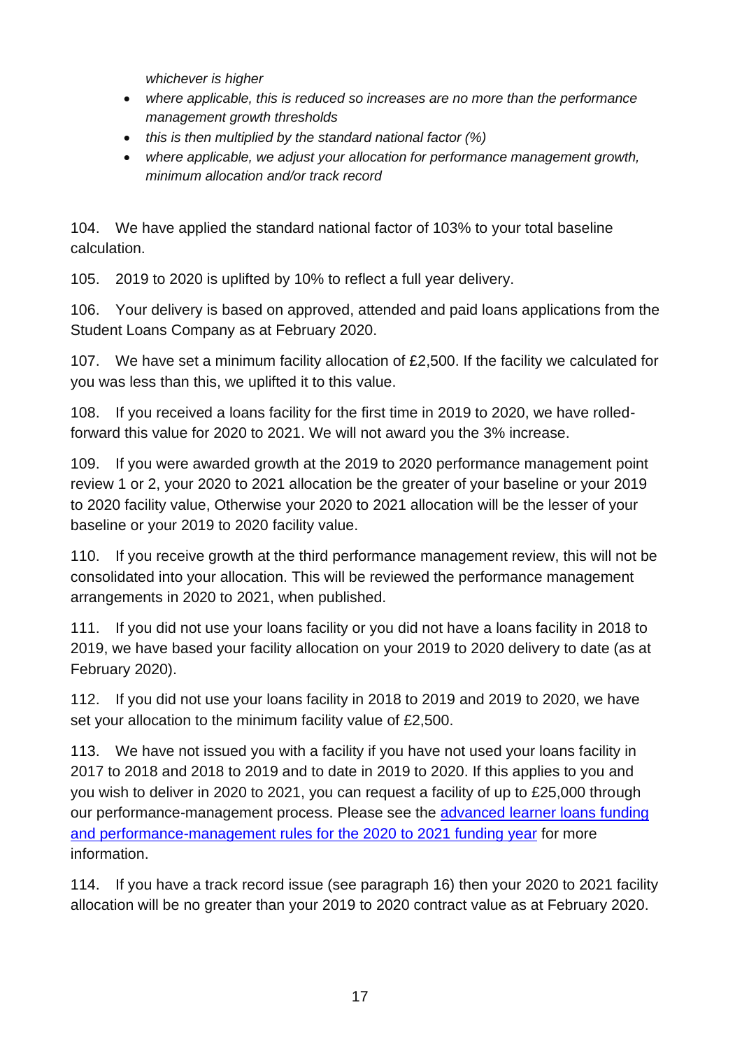*whichever is higher*

- *where applicable, this is reduced so increases are no more than the performance management growth thresholds*
- *this is then multiplied by the standard national factor (%)*
- *where applicable, we adjust your allocation for performance management growth, minimum allocation and/or track record*

104. We have applied the standard national factor of 103% to your total baseline calculation.

105. 2019 to 2020 is uplifted by 10% to reflect a full year delivery.

106. Your delivery is based on approved, attended and paid loans applications from the Student Loans Company as at February 2020.

107. We have set a minimum facility allocation of £2,500. If the facility we calculated for you was less than this, we uplifted it to this value.

108. If you received a loans facility for the first time in 2019 to 2020, we have rolled-forward this value for 2020 to 2021. We will not award you the 3% increase.

109. If you were awarded growth at the 2019 to 2020 performance management point review 1 or 2, your 2020 to 2021 allocation be the greater of your baseline or your 2019 to 2020 facility value, Otherwise your 2020 to 2021 allocation will be the lesser of your baseline or your 2019 to 2020 facility value.

110. If you receive growth at the third performance management review, this will not be consolidated into your allocation. This will be reviewed the performance management arrangements in 2020 to 2021, when published.

111. If you did not use your loans facility or you did not have a loans facility in 2018 to 2019, we have based your facility allocation on your 2019 to 2020 delivery to date (as at February 2020).

112. If you did not use your loans facility in 2018 to 2019 and 2019 to 2020, we have set your allocation to the minimum facility value of £2,500.

113. We have not issued you with a facility if you have not used your loans facility in 2017 to 2018 and 2018 to 2019 and to date in 2019 to 2020. If this applies to you and you wish to deliver in 2020 to 2021, you can request a facility of up to £25,000 through our performance-management process. Please see the advanced learner loans funding and performance-management rules for the 2020 to 2021 funding year for more information.

114. If you have a track record issue (see paragraph 16) then your 2020 to 2021 facility allocation will be no greater than your 2019 to 2020 contract value as at February 2020.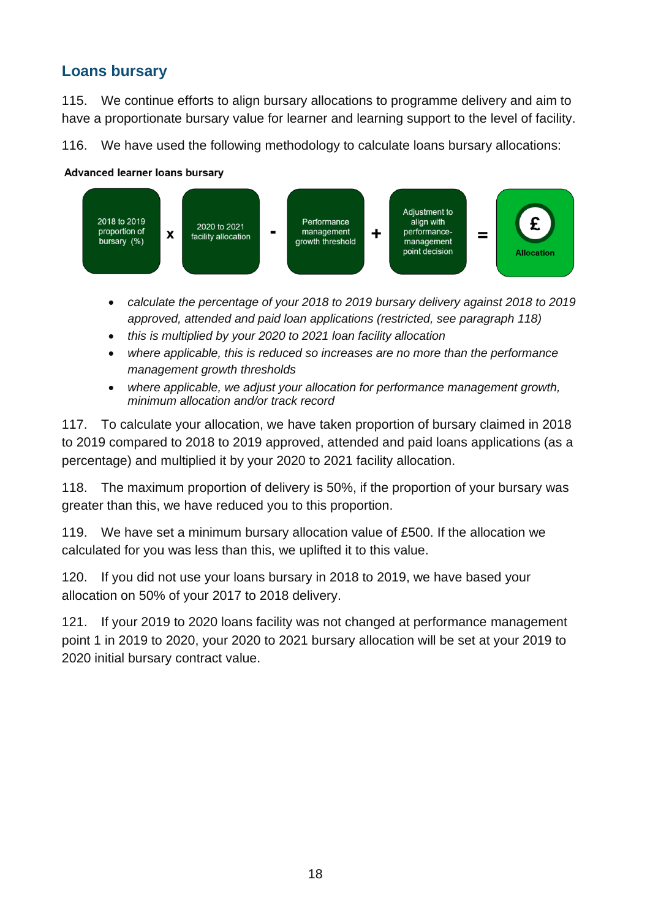## Loans bursary

115. We continue efforts to align bursary allocations to programme delivery and aim to have a proportionate bursary value for learner and learning support to the level of facility.

116. We have used the following methodology to calculate loans bursary allocations:

**Advanced learner loans bursary**

2018 to 2019 proportion of bursary (%) **x** 2020 to 2021 facility allocation **-** Performance management growth threshold **+** Adjustment to align with performance-management point decision **=** £ Allocation

- *calculate the percentage of your 2018 to 2019 bursary delivery against 2018 to 2019 approved, attended and paid loan applications (restricted, see paragraph 118)*
- *this is multiplied by your 2020 to 2021 loan facility allocation*
- *where applicable, this is reduced so increases are no more than the performance management growth thresholds*
- *where applicable, we adjust your allocation for performance management growth, minimum allocation and/or track record*

117. To calculate your allocation, we have taken proportion of bursary claimed in 2018 to 2019 compared to 2018 to 2019 approved, attended and paid loans applications (as a percentage) and multiplied it by your 2020 to 2021 facility allocation.

118. The maximum proportion of delivery is 50%, if the proportion of your bursary was greater than this, we have reduced you to this proportion.

119. We have set a minimum bursary allocation value of £500. If the allocation we calculated for you was less than this, we uplifted it to this value.

120. If you did not use your loans bursary in 2018 to 2019, we have based your allocation on 50% of your 2017 to 2018 delivery.

121. If your 2019 to 2020 loans facility was not changed at performance management point 1 in 2019 to 2020, your 2020 to 2021 bursary allocation will be set at your 2019 to 2020 initial bursary contract value.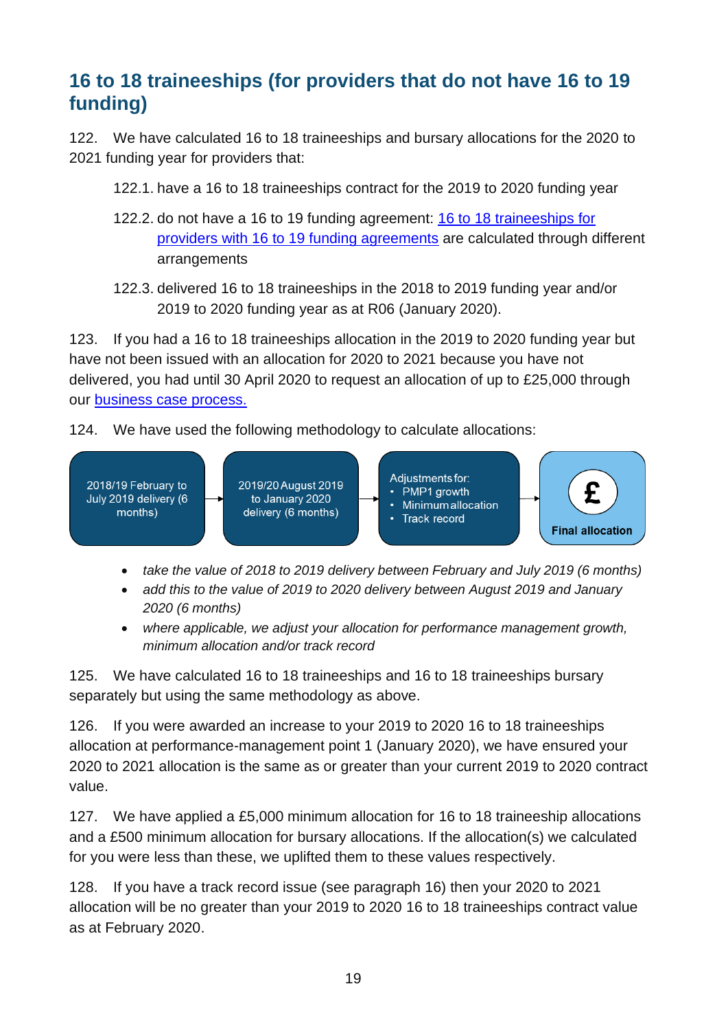## 16 to 18 traineeships (for providers that do not have 16 to 19 funding)

122. We have calculated 16 to 18 traineeships and bursary allocations for the 2020 to 2021 funding year for providers that:

  122.1. have a 16 to 18 traineeships contract for the 2019 to 2020 funding year

  122.2. do not have a 16 to 19 funding agreement: [16 to 18 traineeships for providers with 16 to 19 funding agreements]() are calculated through different arrangements

  122.3. delivered 16 to 18 traineeships in the 2018 to 2019 funding year and/or 2019 to 2020 funding year as at R06 (January 2020).

123. If you had a 16 to 18 traineeships allocation in the 2019 to 2020 funding year but have not been issued with an allocation for 2020 to 2021 because you have not delivered, you had until 30 April 2020 to request an allocation of up to £25,000 through our [business case process.]()

124. We have used the following methodology to calculate allocations:

2018/19 February to July 2019 delivery (6 months) → 2019/20 August 2019 to January 2020 delivery (6 months) → Adjustments for:
- PMP1 growth
- Minimum allocation
- Track record

→ £ Final allocation

- *take the value of 2018 to 2019 delivery between February and July 2019 (6 months)*
- *add this to the value of 2019 to 2020 delivery between August 2019 and January 2020 (6 months)*
- *where applicable, we adjust your allocation for performance management growth, minimum allocation and/or track record*

125. We have calculated 16 to 18 traineeships and 16 to 18 traineeships bursary separately but using the same methodology as above.

126. If you were awarded an increase to your 2019 to 2020 16 to 18 traineeships allocation at performance-management point 1 (January 2020), we have ensured your 2020 to 2021 allocation is the same as or greater than your current 2019 to 2020 contract value.

127. We have applied a £5,000 minimum allocation for 16 to 18 traineeship allocations and a £500 minimum allocation for bursary allocations. If the allocation(s) we calculated for you were less than these, we uplifted them to these values respectively.

128. If you have a track record issue (see paragraph 16) then your 2020 to 2021 allocation will be no greater than your 2019 to 2020 16 to 18 traineeships contract value as at February 2020.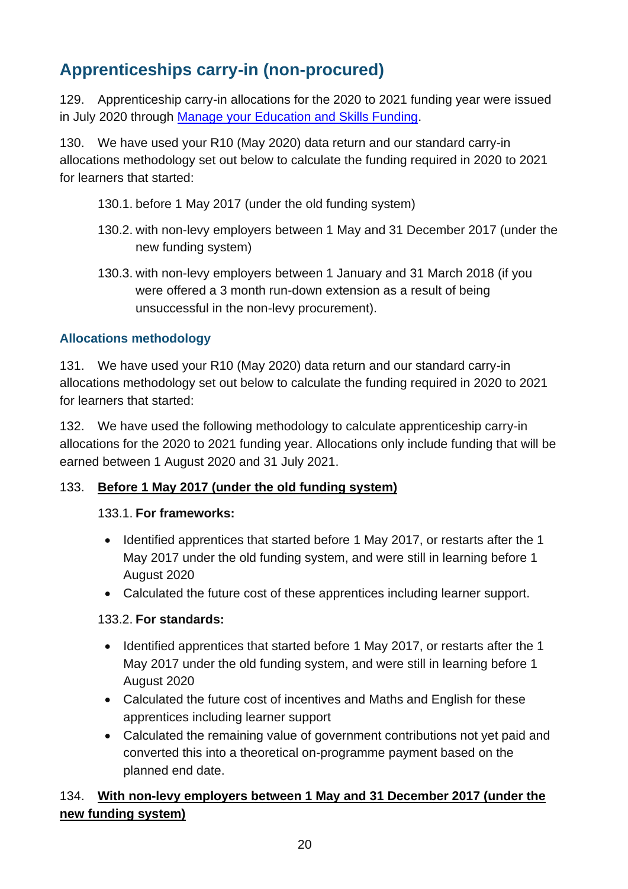## Apprenticeships carry-in (non-procured)

129. Apprenticeship carry-in allocations for the 2020 to 2021 funding year were issued in July 2020 through [Manage your Education and Skills Funding](#).

130. We have used your R10 (May 2020) data return and our standard carry-in allocations methodology set out below to calculate the funding required in 2020 to 2021 for learners that started:

130.1. before 1 May 2017 (under the old funding system)

130.2. with non-levy employers between 1 May and 31 December 2017 (under the new funding system)

130.3. with non-levy employers between 1 January and 31 March 2018 (if you were offered a 3 month run-down extension as a result of being unsuccessful in the non-levy procurement).

### Allocations methodology

131. We have used your R10 (May 2020) data return and our standard carry-in allocations methodology set out below to calculate the funding required in 2020 to 2021 for learners that started:

132. We have used the following methodology to calculate apprenticeship carry-in allocations for the 2020 to 2021 funding year. Allocations only include funding that will be earned between 1 August 2020 and 31 July 2021.

133. **Before 1 May 2017 (under the old funding system)**

133.1. **For frameworks:**

- Identified apprentices that started before 1 May 2017, or restarts after the 1 May 2017 under the old funding system, and were still in learning before 1 August 2020
- Calculated the future cost of these apprentices including learner support.

133.2. **For standards:**

- Identified apprentices that started before 1 May 2017, or restarts after the 1 May 2017 under the old funding system, and were still in learning before 1 August 2020
- Calculated the future cost of incentives and Maths and English for these apprentices including learner support
- Calculated the remaining value of government contributions not yet paid and converted this into a theoretical on-programme payment based on the planned end date.

134. **With non-levy employers between 1 May and 31 December 2017 (under the new funding system)**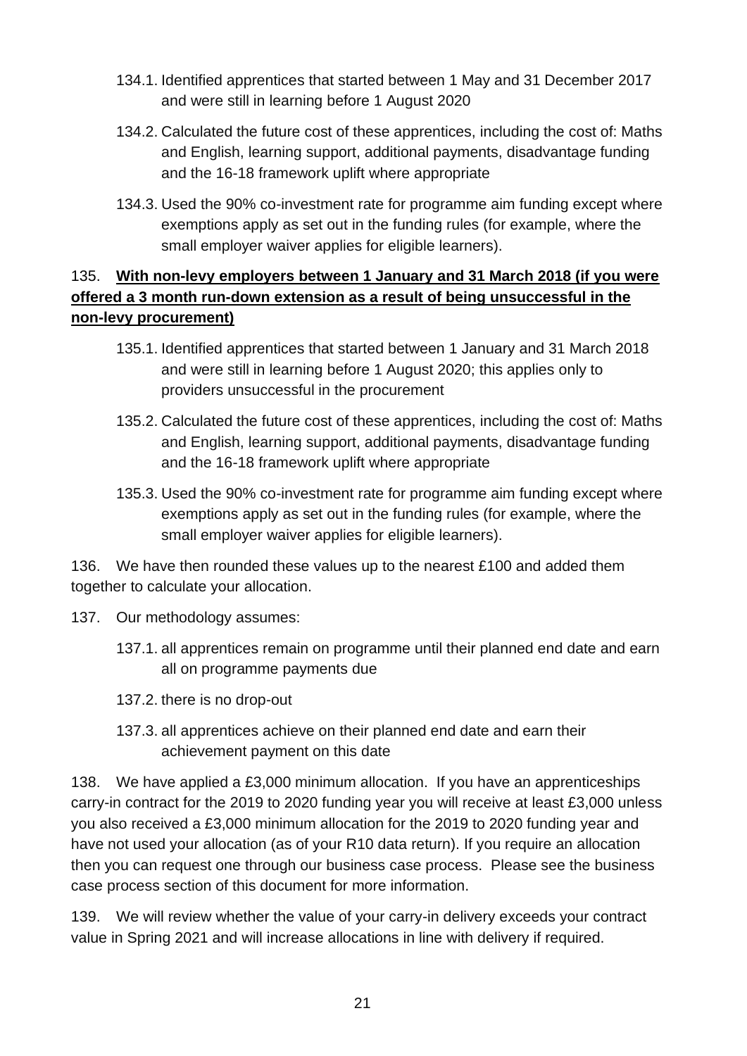134.1. Identified apprentices that started between 1 May and 31 December 2017 and were still in learning before 1 August 2020

134.2. Calculated the future cost of these apprentices, including the cost of: Maths and English, learning support, additional payments, disadvantage funding and the 16-18 framework uplift where appropriate

134.3. Used the 90% co-investment rate for programme aim funding except where exemptions apply as set out in the funding rules (for example, where the small employer waiver applies for eligible learners).

135. **With non-levy employers between 1 January and 31 March 2018 (if you were offered a 3 month run-down extension as a result of being unsuccessful in the non-levy procurement)**

135.1. Identified apprentices that started between 1 January and 31 March 2018 and were still in learning before 1 August 2020; this applies only to providers unsuccessful in the procurement

135.2. Calculated the future cost of these apprentices, including the cost of: Maths and English, learning support, additional payments, disadvantage funding and the 16-18 framework uplift where appropriate

135.3. Used the 90% co-investment rate for programme aim funding except where exemptions apply as set out in the funding rules (for example, where the small employer waiver applies for eligible learners).

136. We have then rounded these values up to the nearest £100 and added them together to calculate your allocation.

137. Our methodology assumes:

137.1. all apprentices remain on programme until their planned end date and earn all on programme payments due

137.2. there is no drop-out

137.3. all apprentices achieve on their planned end date and earn their achievement payment on this date

138. We have applied a £3,000 minimum allocation. If you have an apprenticeships carry-in contract for the 2019 to 2020 funding year you will receive at least £3,000 unless you also received a £3,000 minimum allocation for the 2019 to 2020 funding year and have not used your allocation (as of your R10 data return). If you require an allocation then you can request one through our business case process. Please see the business case process section of this document for more information.

139. We will review whether the value of your carry-in delivery exceeds your contract value in Spring 2021 and will increase allocations in line with delivery if required.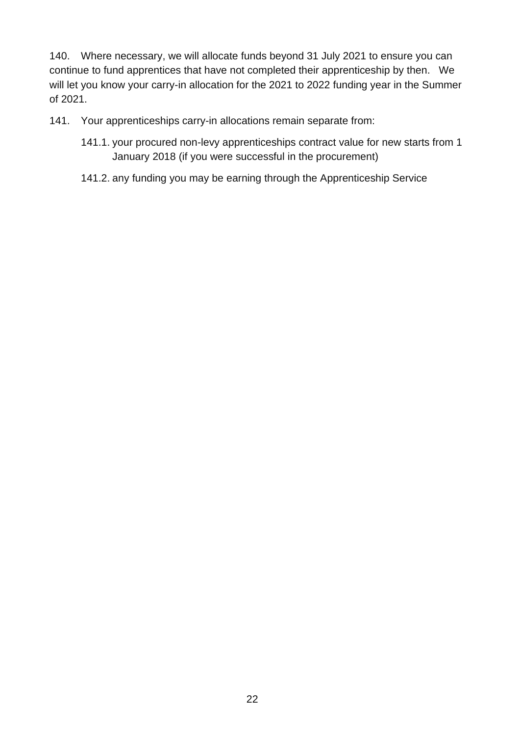140. Where necessary, we will allocate funds beyond 31 July 2021 to ensure you can continue to fund apprentices that have not completed their apprenticeship by then. We will let you know your carry-in allocation for the 2021 to 2022 funding year in the Summer of 2021.

141. Your apprenticeships carry-in allocations remain separate from:

    141.1. your procured non-levy apprenticeships contract value for new starts from 1 January 2018 (if you were successful in the procurement)

    141.2. any funding you may be earning through the Apprenticeship Service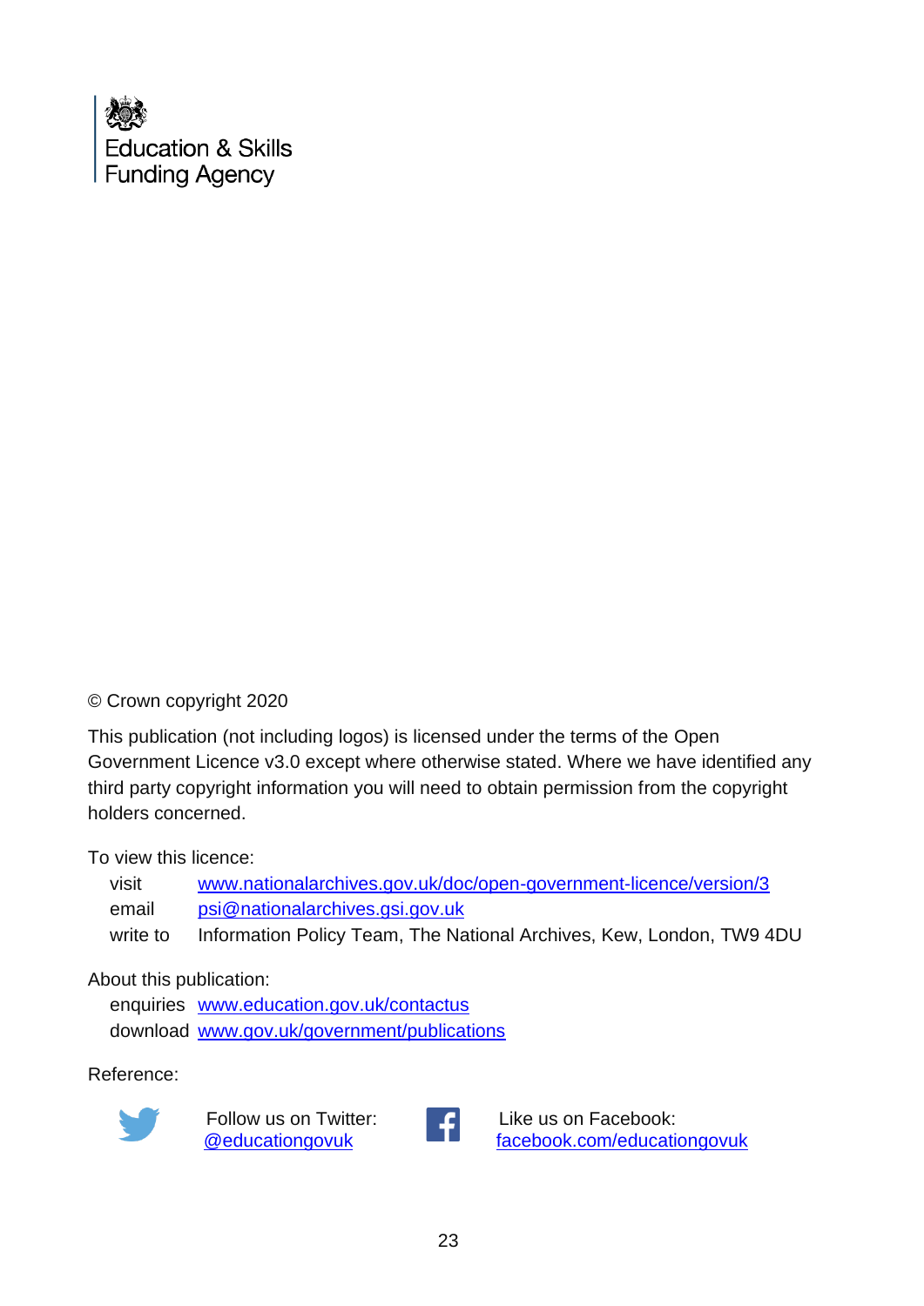Education & Skills Funding Agency

© Crown copyright 2020

This publication (not including logos) is licensed under the terms of the Open Government Licence v3.0 except where otherwise stated. Where we have identified any third party copyright information you will need to obtain permission from the copyright holders concerned.

To view this licence:

visit www.nationalarchives.gov.uk/doc/open-government-licence/version/3
email psi@nationalarchives.gsi.gov.uk
write to Information Policy Team, The National Archives, Kew, London, TW9 4DU

About this publication:

enquiries www.education.gov.uk/contactus
download www.gov.uk/government/publications

Reference:

Follow us on Twitter: @educationgovuk

Like us on Facebook: facebook.com/educationgovuk